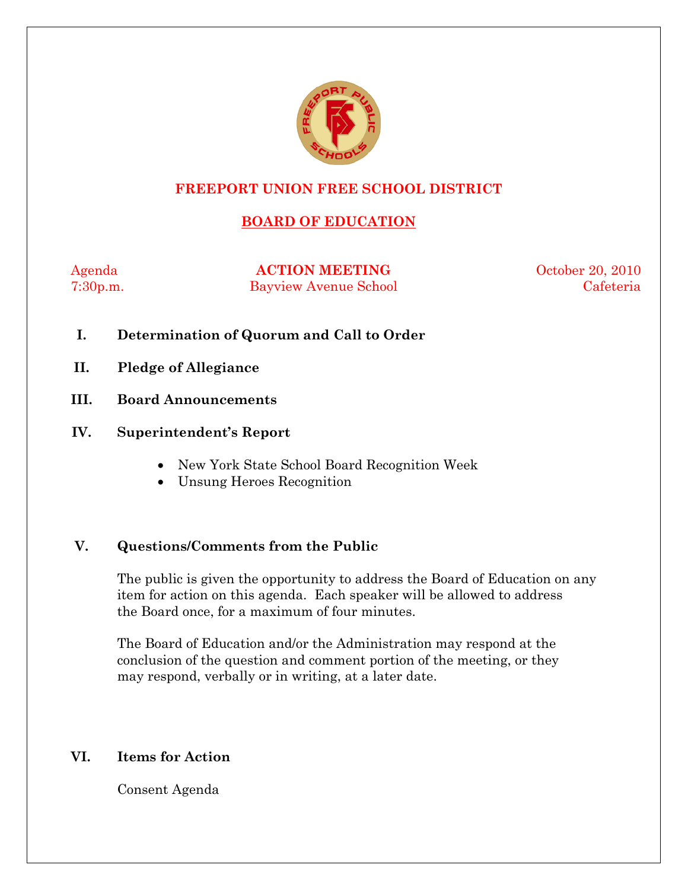# FREEPORT UNION FREE SCHOOL DISTRICT

## BOARD OF EDUCATION

Agenda — **ACTION MEETING** — October 20, 2010

7:30p.m. — Bayview Avenue School — Cafeteria

**I. Determination of Quorum and Call to Order**

**II. Pledge of Allegiance**

**III. Board Announcements**

**IV. Superintendent's Report**

- New York State School Board Recognition Week
- Unsung Heroes Recognition

**V. Questions/Comments from the Public**

The public is given the opportunity to address the Board of Education on any item for action on this agenda. Each speaker will be allowed to address the Board once, for a maximum of four minutes.

The Board of Education and/or the Administration may respond at the conclusion of the question and comment portion of the meeting, or they may respond, verbally or in writing, at a later date.

**VI. Items for Action**

Consent Agenda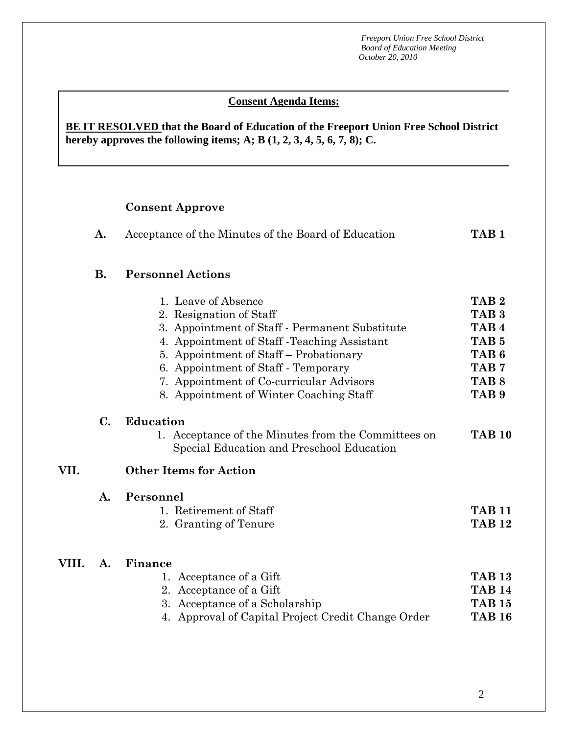*Freeport Union Free School District*
*Board of Education Meeting*
*October 20, 2010*

**Consent Agenda Items:**

**BE IT RESOLVED that the Board of Education of the Freeport Union Free School District hereby approves the following items; A; B (1, 2, 3, 4, 5, 6, 7, 8); C.**

**Consent Approve**

**A.** Acceptance of the Minutes of the Board of Education **TAB 1**

**B. Personnel Actions**

1. Leave of Absence **TAB 2**
2. Resignation of Staff **TAB 3**
3. Appointment of Staff - Permanent Substitute **TAB 4**
4. Appointment of Staff -Teaching Assistant **TAB 5**
5. Appointment of Staff – Probationary **TAB 6**
6. Appointment of Staff - Temporary **TAB 7**
7. Appointment of Co-curricular Advisors **TAB 8**
8. Appointment of Winter Coaching Staff **TAB 9**

**C. Education**

1. Acceptance of the Minutes from the Committees on Special Education and Preschool Education **TAB 10**

**VII. Other Items for Action**

**A. Personnel**

1. Retirement of Staff **TAB 11**
2. Granting of Tenure **TAB 12**

**VIII. A. Finance**

1. Acceptance of a Gift **TAB 13**
2. Acceptance of a Gift **TAB 14**
3. Acceptance of a Scholarship **TAB 15**
4. Approval of Capital Project Credit Change Order **TAB 16**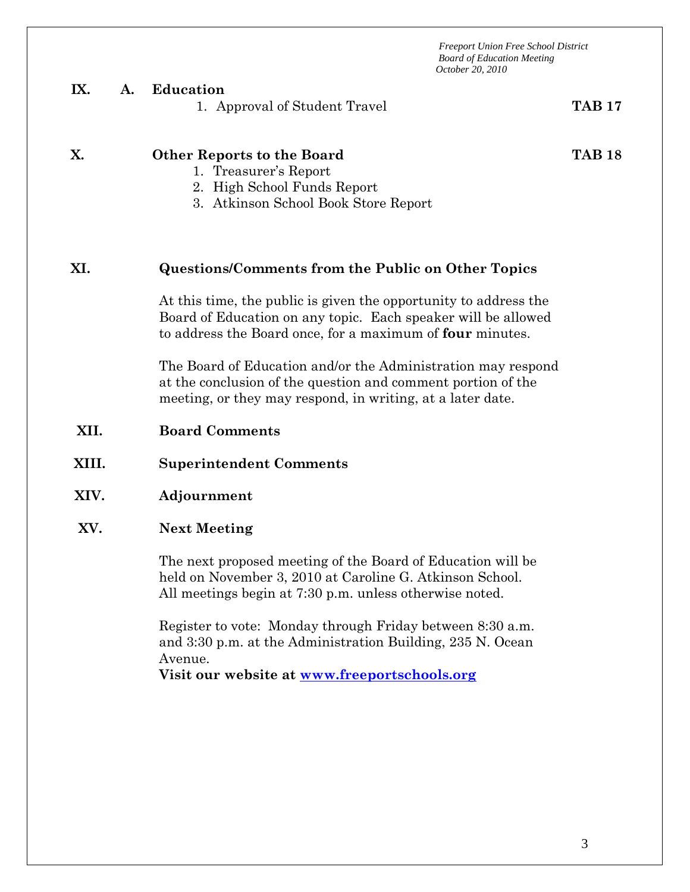**IX. A. Education**

1. Approval of Student Travel **TAB 17**

**X. Other Reports to the Board** **TAB 18**

1. Treasurer's Report
2. High School Funds Report
3. Atkinson School Book Store Report

**XI. Questions/Comments from the Public on Other Topics**

At this time, the public is given the opportunity to address the Board of Education on any topic. Each speaker will be allowed to address the Board once, for a maximum of **four** minutes.

The Board of Education and/or the Administration may respond at the conclusion of the question and comment portion of the meeting, or they may respond, in writing, at a later date.

**XII. Board Comments**

**XIII. Superintendent Comments**

**XIV. Adjournment**

**XV. Next Meeting**

The next proposed meeting of the Board of Education will be held on November 3, 2010 at Caroline G. Atkinson School. All meetings begin at 7:30 p.m. unless otherwise noted.

Register to vote: Monday through Friday between 8:30 a.m. and 3:30 p.m. at the Administration Building, 235 N. Ocean Avenue.

**Visit our website at [www.freeportschools.org](http://www.freeportschools.org)**